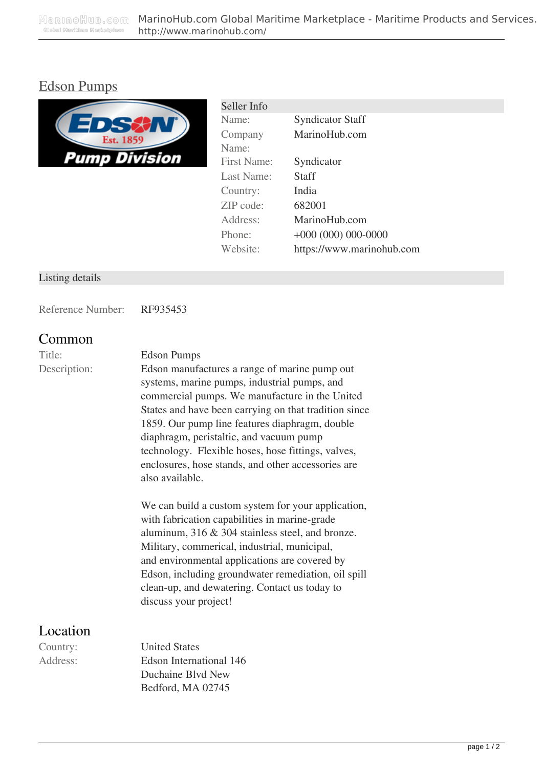# Edson Pumps

| Seller Info | |
|---|---|
| Name: | Syndicator Staff |
| Company Name: | MarinoHub.com |
| First Name: | Syndicator |
| Last Name: | Staff |
| Country: | India |
| ZIP code: | 682001 |
| Address: | MarinoHub.com |
| Phone: | +000 (000) 000-0000 |
| Website: | https://www.marinohub.com |

## Listing details

Reference Number: RF935453

## Common

**Title:** Edson Pumps

**Description:** Edson manufactures a range of marine pump out systems, marine pumps, industrial pumps, and commercial pumps. We manufacture in the United States and have been carrying on that tradition since 1859. Our pump line features diaphragm, double diaphragm, peristaltic, and vacuum pump technology. Flexible hoses, hose fittings, valves, enclosures, hose stands, and other accessories are also available.

We can build a custom system for your application, with fabrication capabilities in marine-grade aluminum, 316 & 304 stainless steel, and bronze. Military, commerical, industrial, municipal, and environmental applications are covered by Edson, including groundwater remediation, oil spill clean-up, and dewatering. Contact us today to discuss your project!

## Location

**Country:** United States

**Address:** Edson International 146 Duchaine Blvd New Bedford, MA 02745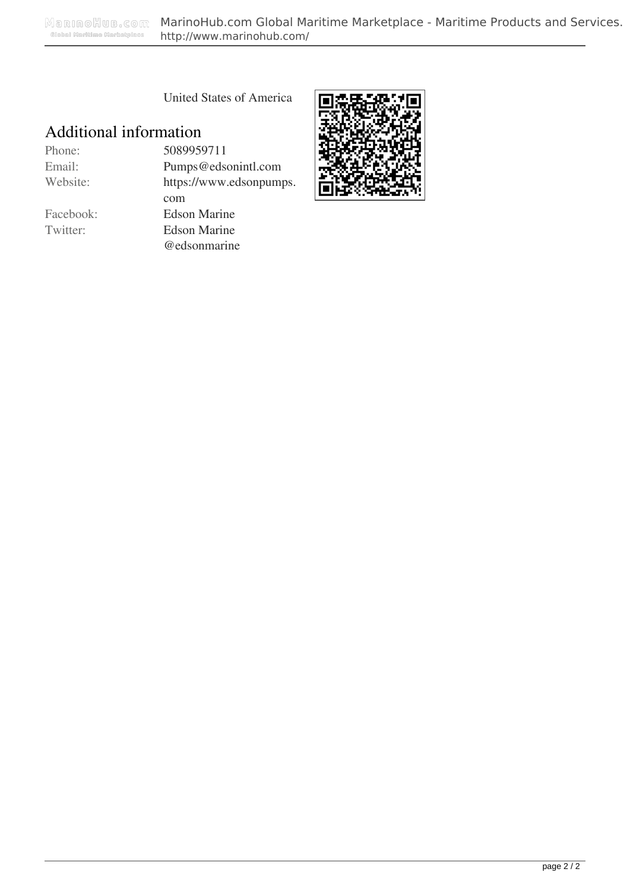United States of America

## Additional information

| | |
|---|---|
| Phone: | 5089959711 |
| Email: | Pumps@edsonintl.com |
| Website: | https://www.edsonpumps.com |
| Facebook: | Edson Marine |
| Twitter: | Edson Marine @edsonmarine |